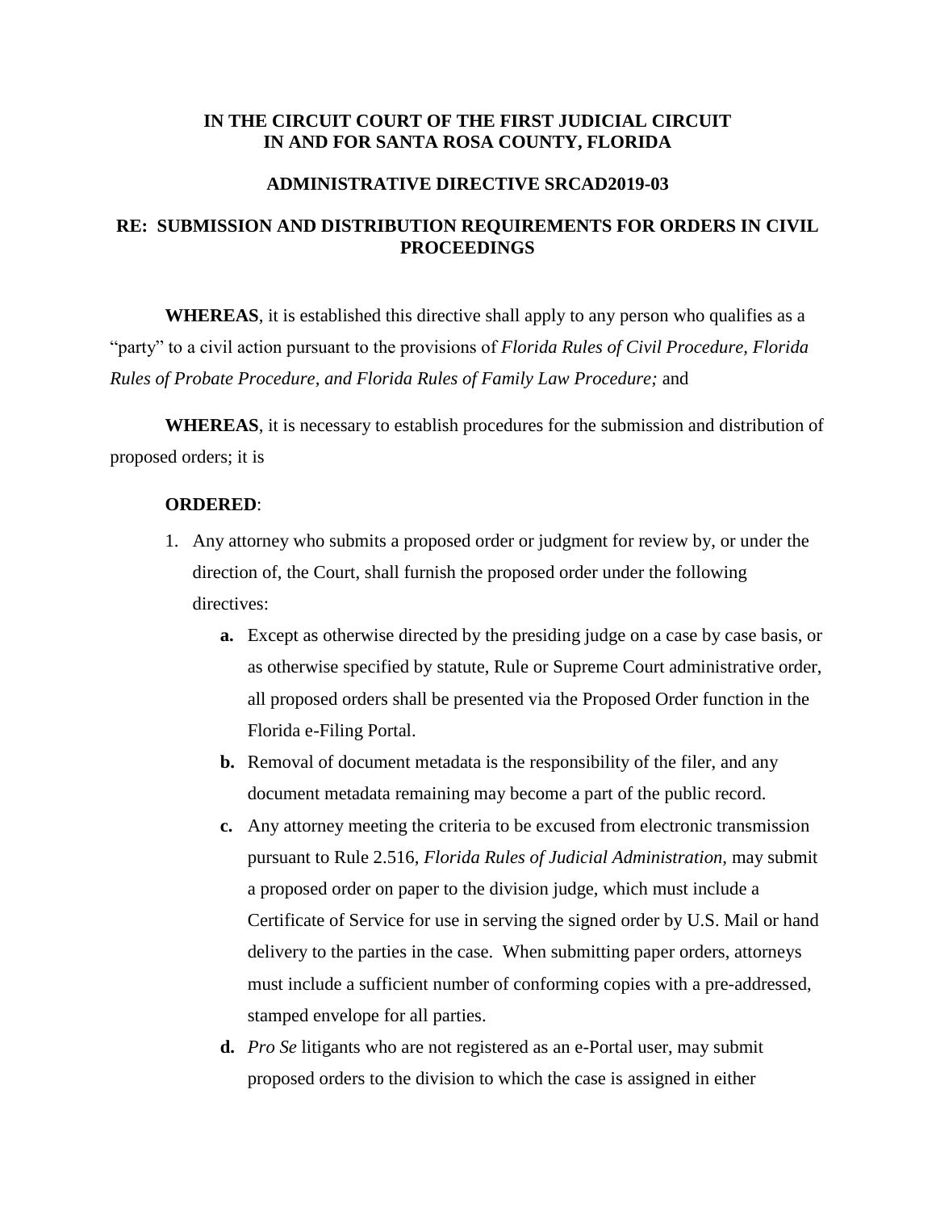**IN THE CIRCUIT COURT OF THE FIRST JUDICIAL CIRCUIT**
**IN AND FOR SANTA ROSA COUNTY, FLORIDA**

**ADMINISTRATIVE DIRECTIVE SRCAD2019-03**

**RE: SUBMISSION AND DISTRIBUTION REQUIREMENTS FOR ORDERS IN CIVIL PROCEEDINGS**

**WHEREAS**, it is established this directive shall apply to any person who qualifies as a "party" to a civil action pursuant to the provisions of *Florida Rules of Civil Procedure, Florida Rules of Probate Procedure, and Florida Rules of Family Law Procedure;* and

**WHEREAS**, it is necessary to establish procedures for the submission and distribution of proposed orders; it is

**ORDERED**:

1. Any attorney who submits a proposed order or judgment for review by, or under the direction of, the Court, shall furnish the proposed order under the following directives:
   - **a.** Except as otherwise directed by the presiding judge on a case by case basis, or as otherwise specified by statute, Rule or Supreme Court administrative order, all proposed orders shall be presented via the Proposed Order function in the Florida e-Filing Portal.
   - **b.** Removal of document metadata is the responsibility of the filer, and any document metadata remaining may become a part of the public record.
   - **c.** Any attorney meeting the criteria to be excused from electronic transmission pursuant to Rule 2.516, *Florida Rules of Judicial Administration,* may submit a proposed order on paper to the division judge, which must include a Certificate of Service for use in serving the signed order by U.S. Mail or hand delivery to the parties in the case. When submitting paper orders, attorneys must include a sufficient number of conforming copies with a pre-addressed, stamped envelope for all parties.
   - **d.** *Pro Se* litigants who are not registered as an e-Portal user, may submit proposed orders to the division to which the case is assigned in either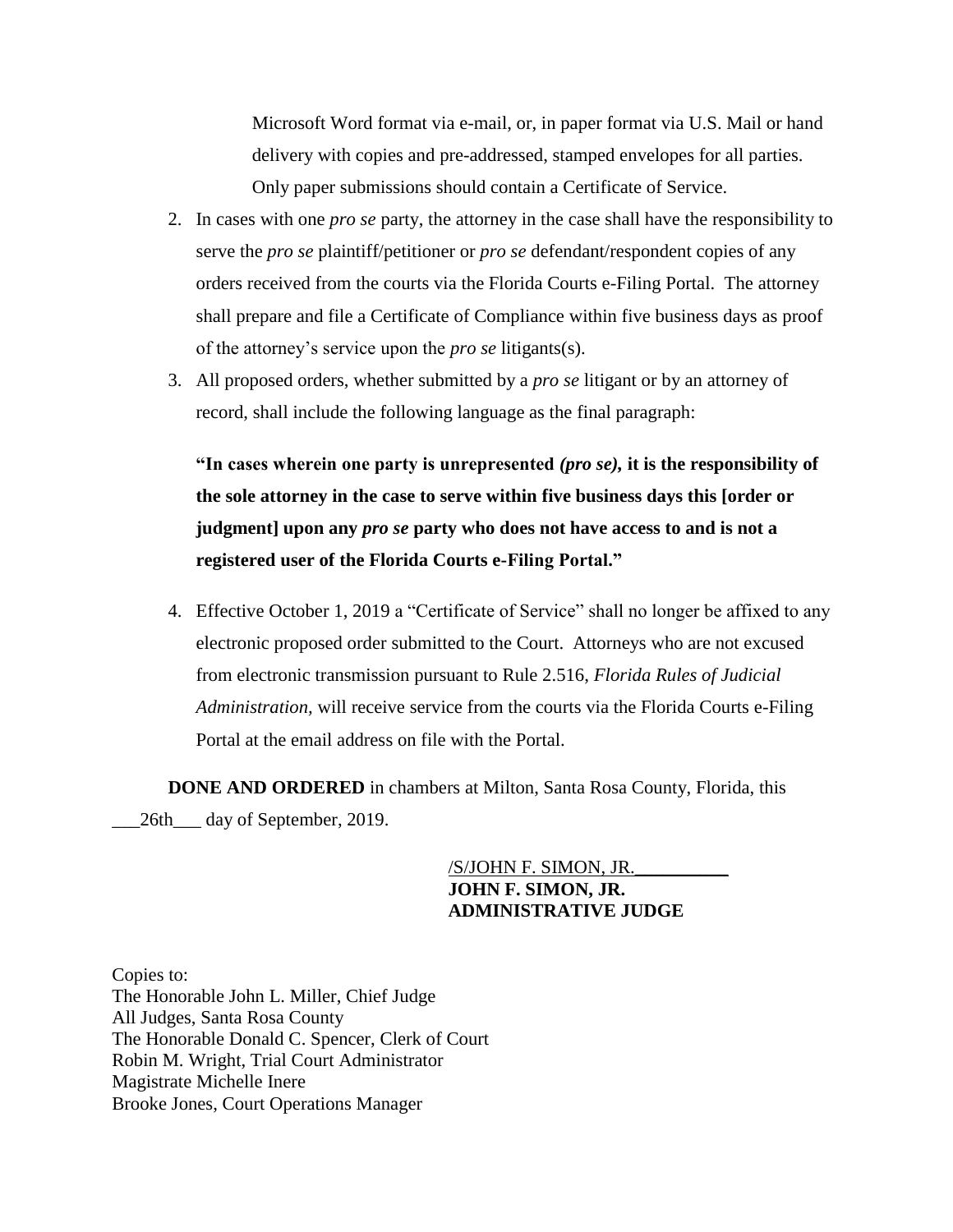Microsoft Word format via e-mail, or, in paper format via U.S. Mail or hand delivery with copies and pre-addressed, stamped envelopes for all parties. Only paper submissions should contain a Certificate of Service.

2. In cases with one *pro se* party, the attorney in the case shall have the responsibility to serve the *pro se* plaintiff/petitioner or *pro se* defendant/respondent copies of any orders received from the courts via the Florida Courts e-Filing Portal. The attorney shall prepare and file a Certificate of Compliance within five business days as proof of the attorney's service upon the *pro se* litigants(s).

3. All proposed orders, whether submitted by a *pro se* litigant or by an attorney of record, shall include the following language as the final paragraph:

   **"In cases wherein one party is unrepresented *(pro se)*, it is the responsibility of the sole attorney in the case to serve within five business days this [order or judgment] upon any *pro se* party who does not have access to and is not a registered user of the Florida Courts e-Filing Portal."**

4. Effective October 1, 2019 a "Certificate of Service" shall no longer be affixed to any electronic proposed order submitted to the Court. Attorneys who are not excused from electronic transmission pursuant to Rule 2.516, *Florida Rules of Judicial Administration*, will receive service from the courts via the Florida Courts e-Filing Portal at the email address on file with the Portal.

**DONE AND ORDERED** in chambers at Milton, Santa Rosa County, Florida, this ___26th___ day of September, 2019.

/S/JOHN F. SIMON, JR.__________
**JOHN F. SIMON, JR.**
**ADMINISTRATIVE JUDGE**

Copies to:
The Honorable John L. Miller, Chief Judge
All Judges, Santa Rosa County
The Honorable Donald C. Spencer, Clerk of Court
Robin M. Wright, Trial Court Administrator
Magistrate Michelle Inere
Brooke Jones, Court Operations Manager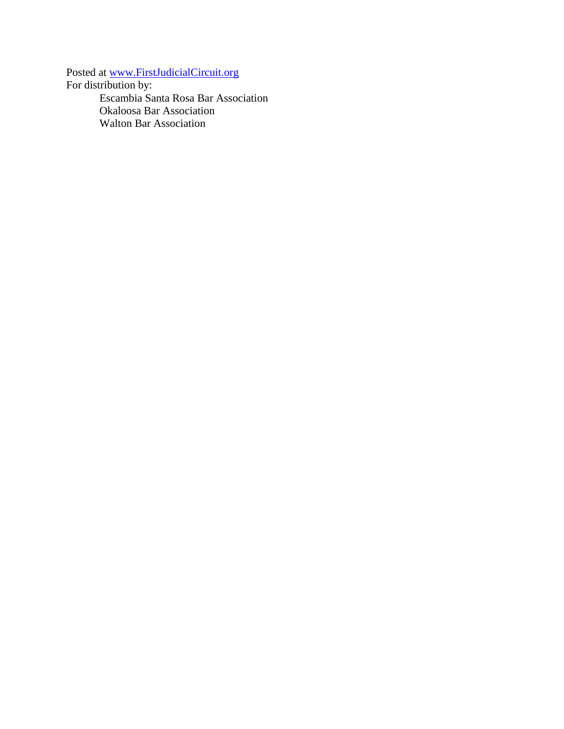Posted at [www.FirstJudicialCircuit.org](http://www.FirstJudicialCircuit.org)
For distribution by:

Escambia Santa Rosa Bar Association
Okaloosa Bar Association
Walton Bar Association